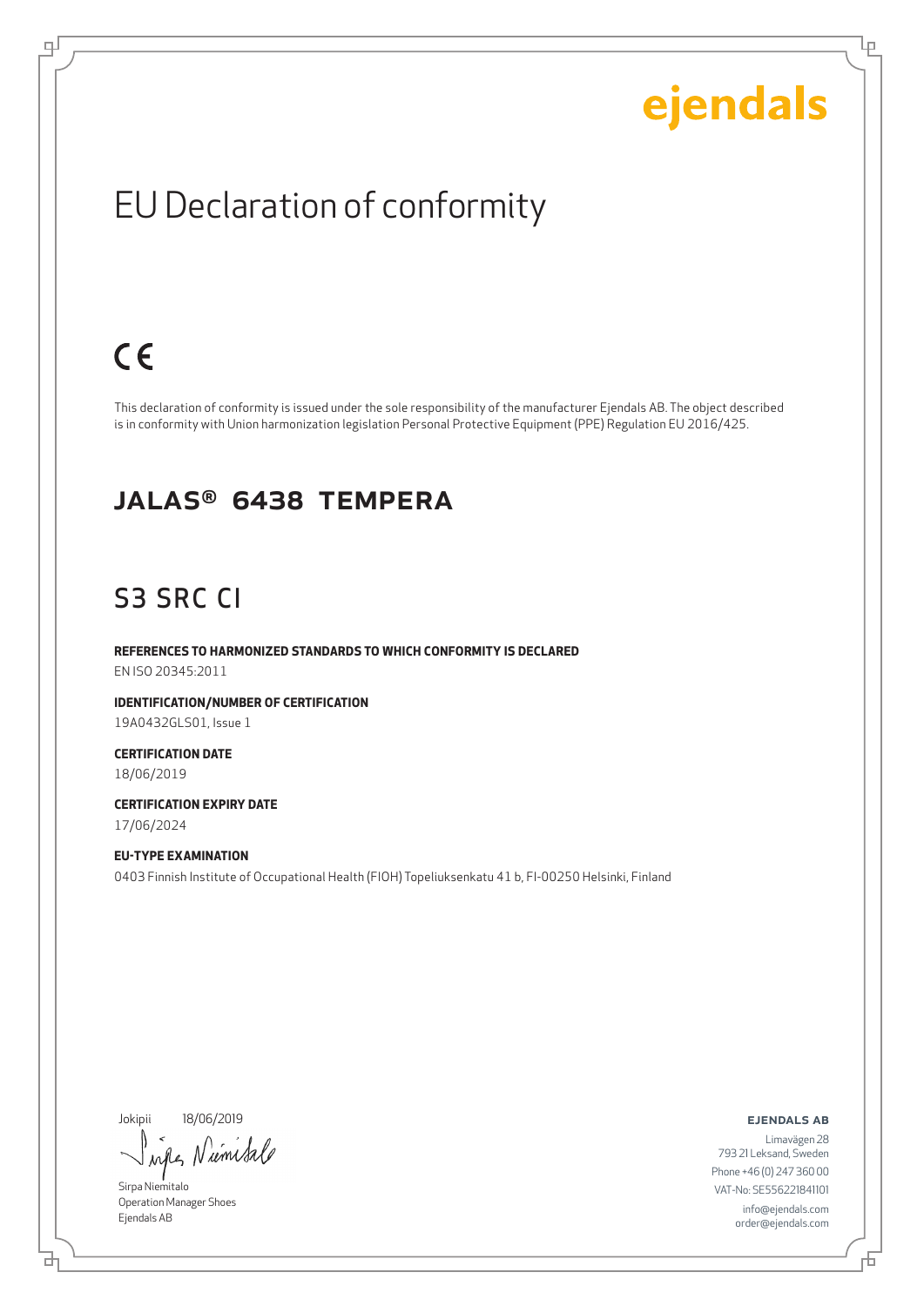ejendals

# EU Declaration of conformity

CE

This declaration of conformity is issued under the sole responsibility of the manufacturer Ejendals AB. The object described is in conformity with Union harmonization legislation Personal Protective Equipment (PPE) Regulation EU 2016/425.

## JALAS® 6438 TEMPERA

## S3 SRC CI

**REFERENCES TO HARMONIZED STANDARDS TO WHICH CONFORMITY IS DECLARED**
EN ISO 20345:2011

**IDENTIFICATION/NUMBER OF CERTIFICATION**
19A0432GLS01, Issue 1

**CERTIFICATION DATE**
18/06/2019

**CERTIFICATION EXPIRY DATE**
17/06/2024

**EU-TYPE EXAMINATION**
0403 Finnish Institute of Occupational Health (FIOH) Topeliuksenkatu 41 b, FI-00250 Helsinki, Finland

Jokipii 18/06/2019

Sirpa Niemitalo
Operation Manager Shoes
Ejendals AB

**EJENDALS AB**
Limavägen 28
793 21 Leksand, Sweden
Phone +46 (0) 247 360 00
VAT-No: SE556221841101
info@ejendals.com
order@ejendals.com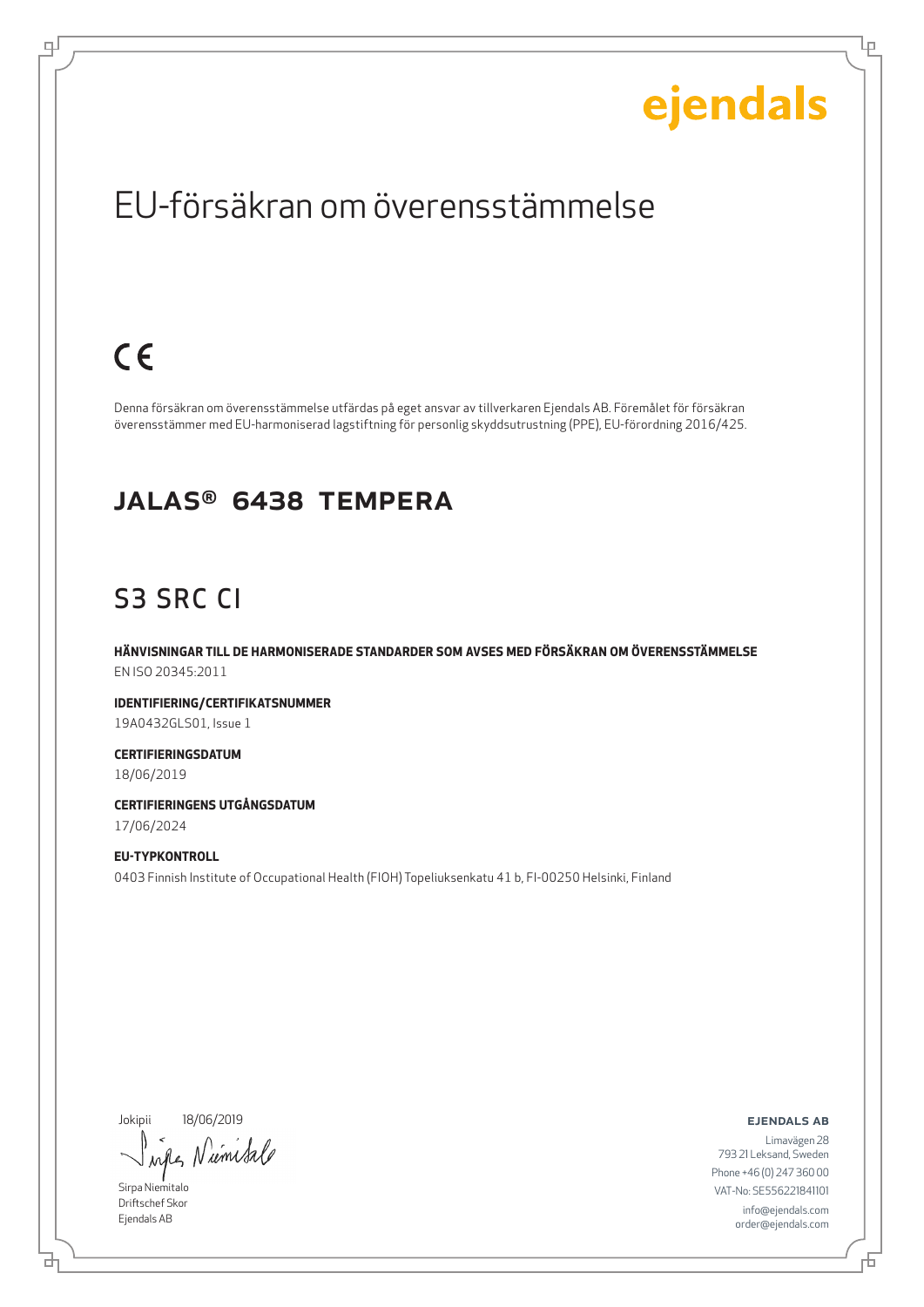ejendals

# EU-försäkran om överensstämmelse

CE

Denna försäkran om överensstämmelse utfärdas på eget ansvar av tillverkaren Ejendals AB. Föremålet för försäkran överensstämmer med EU-harmoniserad lagstiftning för personlig skyddsutrustning (PPE), EU-förordning 2016/425.

## JALAS® 6438 TEMPERA

## S3 SRC CI

**HÄNVISNINGAR TILL DE HARMONISERADE STANDARDER SOM AVSES MED FÖRSÄKRAN OM ÖVERENSSTÄMMELSE**
EN ISO 20345:2011

**IDENTIFIERING/CERTIFIKATSNUMMER**
19A0432GLS01, Issue 1

**CERTIFIERINGSDATUM**
18/06/2019

**CERTIFIERINGENS UTGÅNGSDATUM**
17/06/2024

**EU-TYPKONTROLL**
0403 Finnish Institute of Occupational Health (FIOH) Topeliuksenkatu 41 b, FI-00250 Helsinki, Finland

Jokipii 18/06/2019

Sirpa Niemitalo
Driftschef Skor
Ejendals AB

**EJENDALS AB**
Limavägen 28
793 21 Leksand, Sweden
Phone +46 (0) 247 360 00
VAT-No: SE556221841101
info@ejendals.com
order@ejendals.com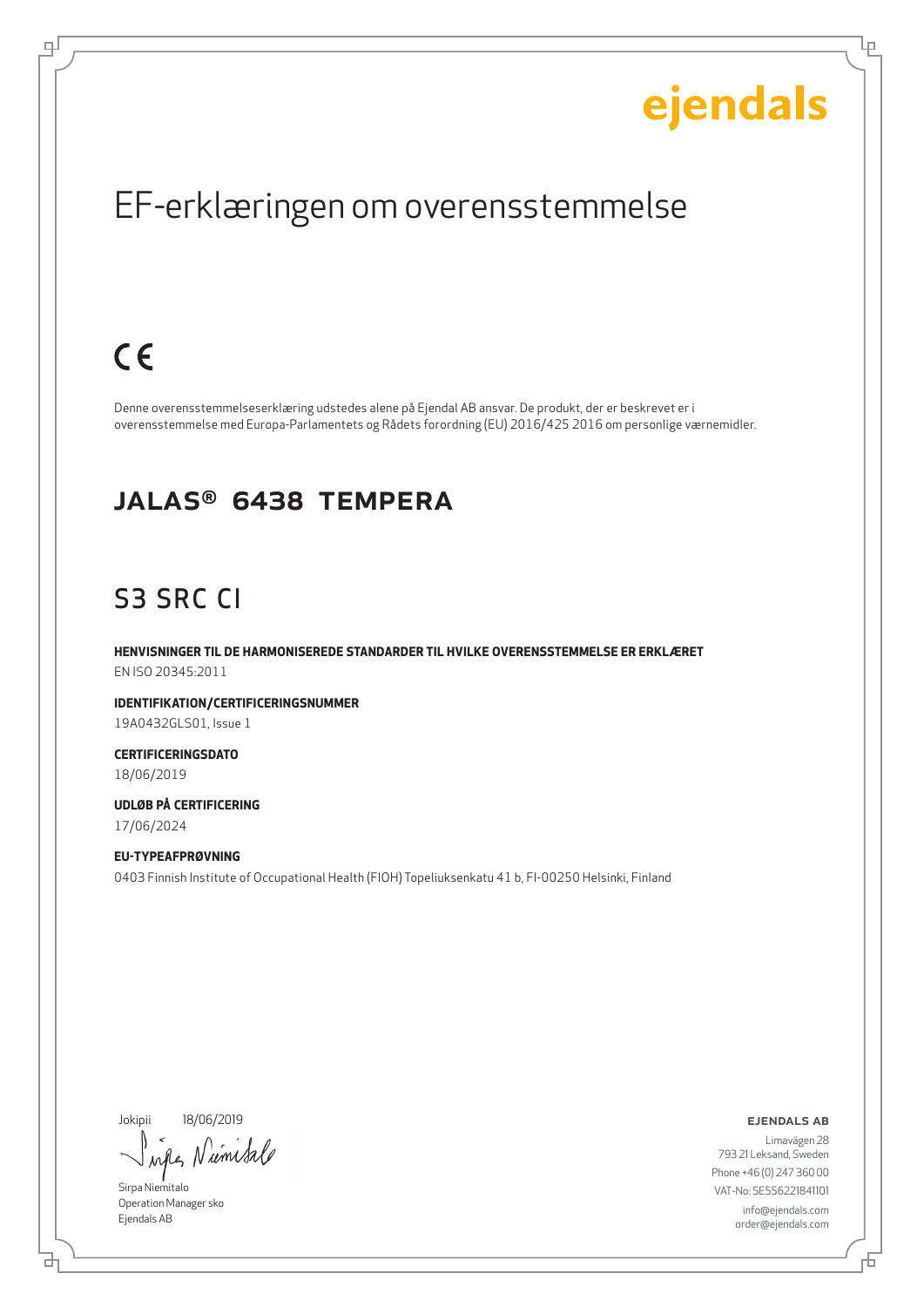ejendals

# EF-erklæringen om overensstemmelse

CE

Denne overensstemmelseserklæring udstedes alene på Ejendal AB ansvar. De produkt, der er beskrevet er i overensstemmelse med Europa-Parlamentets og Rådets forordning (EU) 2016/425 2016 om personlige værnemidler.

## JALAS® 6438 TEMPERA

## S3 SRC CI

**HENVISNINGER TIL DE HARMONISEREDE STANDARDER TIL HVILKE OVERENSSTEMMELSE ER ERKLÆRET**
EN ISO 20345:2011

**IDENTIFIKATION/CERTIFICERINGSNUMMER**
19A0432GLS01, Issue 1

**CERTIFICERINGSDATO**
18/06/2019

**UDLØB PÅ CERTIFICERING**
17/06/2024

**EU-TYPEAFPRØVNING**
0403 Finnish Institute of Occupational Health (FIOH) Topeliuksenkatu 41 b, FI-00250 Helsinki, Finland

Jokipii 18/06/2019

Sirpa Niemitalo
Operation Manager sko
Ejendals AB

**EJENDALS AB**
Limavägen 28
793 21 Leksand, Sweden
Phone +46 (0) 247 360 00
VAT-No: SE556221841101
info@ejendals.com
order@ejendals.com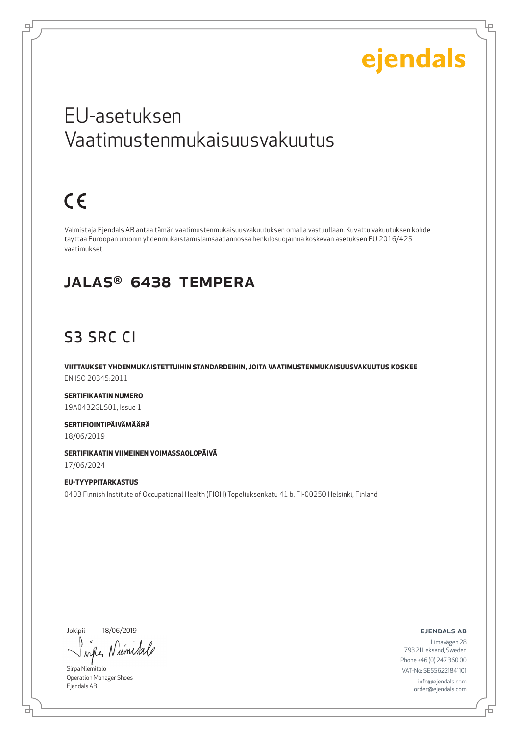ejendals

# EU-asetuksen Vaatimustenmukaisuusvakuutus

CE

Valmistaja Ejendals AB antaa tämän vaatimustenmukaisuusvakuutuksen omalla vastuullaan. Kuvattu vakuutuksen kohde täyttää Euroopan unionin yhdenmukaistamislainsäädännössä henkilösuojaimia koskevan asetuksen EU 2016/425 vaatimukset.

## JALAS® 6438 TEMPERA

## S3 SRC CI

**VIITTAUKSET YHDENMUKAISTETTUIHIN STANDARDEIHIN, JOITA VAATIMUSTENMUKAISUUSVAKUUTUS KOSKEE**
EN ISO 20345:2011

**SERTIFIKAATIN NUMERO**
19A0432GLS01, Issue 1

**SERTIFIOINTIPÄIVÄMÄÄRÄ**
18/06/2019

**SERTIFIKAATIN VIIMEINEN VOIMASSAOLOPÄIVÄ**
17/06/2024

**EU-TYYPPITARKASTUS**
0403 Finnish Institute of Occupational Health (FIOH) Topeliuksenkatu 41 b, FI-00250 Helsinki, Finland

Jokipii 18/06/2019

Sirpa Niemitalo
Operation Manager Shoes
Ejendals AB

**EJENDALS AB**
Limavägen 28
793 21 Leksand, Sweden
Phone +46 (0) 247 360 00
VAT-No: SE556221841101
info@ejendals.com
order@ejendals.com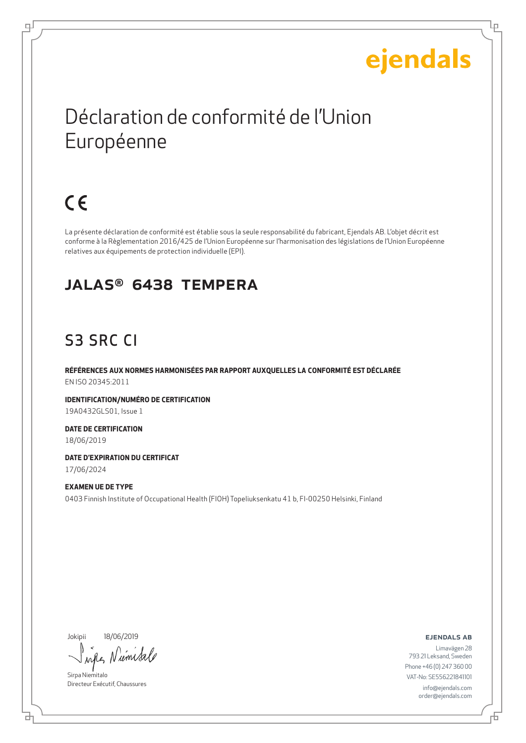ejendals

# Déclaration de conformité de l'Union Européenne

CE

La présente déclaration de conformité est établie sous la seule responsabilité du fabricant, Ejendals AB. L'objet décrit est conforme à la Règlementation 2016/425 de l'Union Européenne sur l'harmonisation des législations de l'Union Européenne relatives aux équipements de protection individuelle (EPI).

## JALAS® 6438 TEMPERA

## S3 SRC CI

**RÉFÉRENCES AUX NORMES HARMONISÉES PAR RAPPORT AUXQUELLES LA CONFORMITÉ EST DÉCLARÉE**
EN ISO 20345:2011

**IDENTIFICATION/NUMÉRO DE CERTIFICATION**
19A0432GLS01, Issue 1

**DATE DE CERTIFICATION**
18/06/2019

**DATE D'EXPIRATION DU CERTIFICAT**
17/06/2024

**EXAMEN UE DE TYPE**
0403 Finnish Institute of Occupational Health (FIOH) Topeliuksenkatu 41 b, FI-00250 Helsinki, Finland

Jokipii 18/06/2019

Sirpa Niemitalo
Directeur Exécutif, Chaussures

**EJENDALS AB**
Limavägen 28
793 21 Leksand, Sweden
Phone +46 (0) 247 360 00
VAT-No: SE556221841101
info@ejendals.com
order@ejendals.com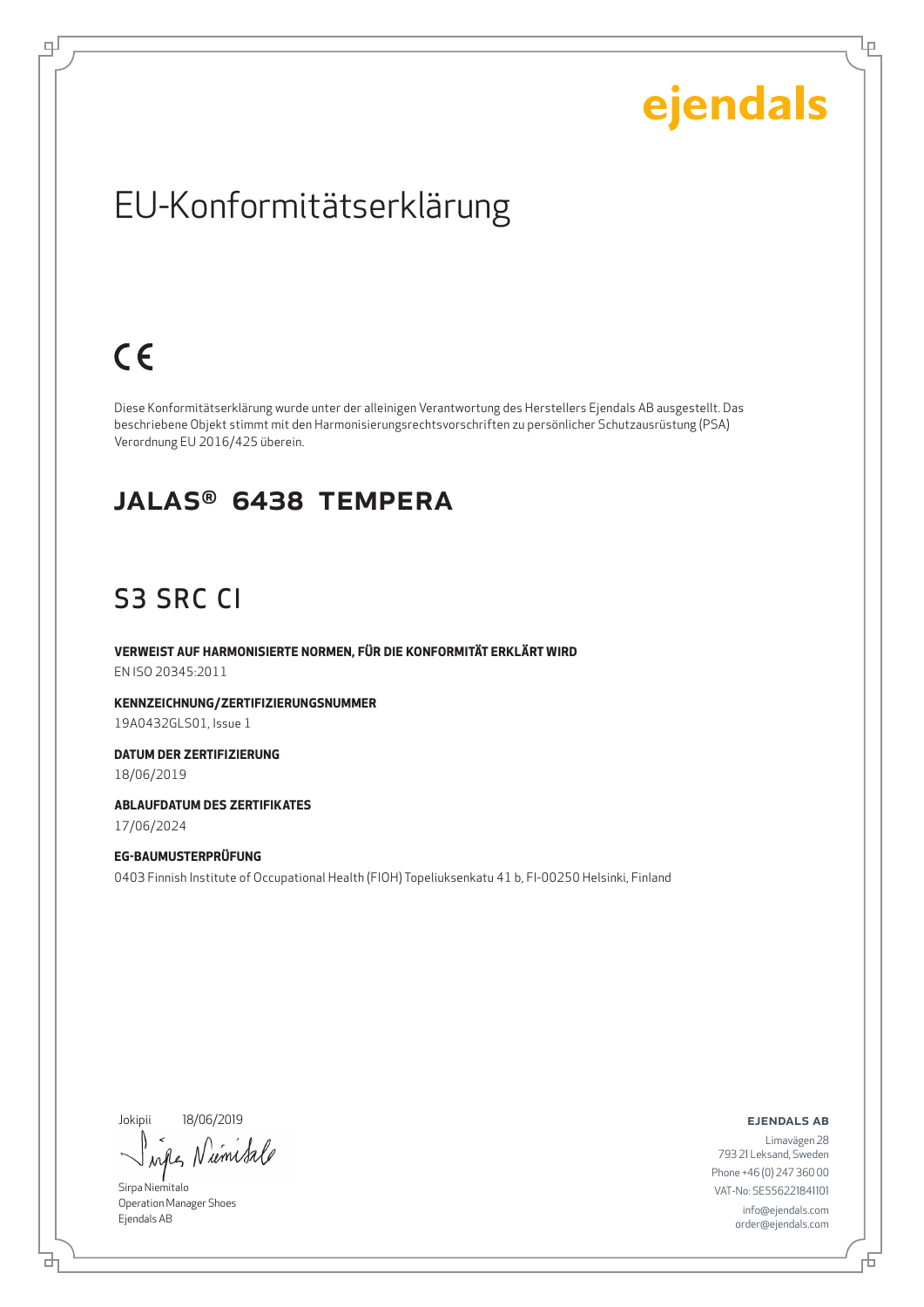ejendals

# EU-Konformitätserklärung

CE

Diese Konformitätserklärung wurde unter der alleinigen Verantwortung des Herstellers Ejendals AB ausgestellt. Das beschriebene Objekt stimmt mit den Harmonisierungsrechtsvorschriften zu persönlicher Schutzausrüstung (PSA) Verordnung EU 2016/425 überein.

## JALAS® 6438 TEMPERA

## S3 SRC CI

**VERWEIST AUF HARMONISIERTE NORMEN, FÜR DIE KONFORMITÄT ERKLÄRT WIRD**
EN ISO 20345:2011

**KENNZEICHNUNG/ZERTIFIZIERUNGSNUMMER**
19A0432GLS01, Issue 1

**DATUM DER ZERTIFIZIERUNG**
18/06/2019

**ABLAUFDATUM DES ZERTIFIKATES**
17/06/2024

**EG-BAUMUSTERPRÜFUNG**
0403 Finnish Institute of Occupational Health (FIOH) Topeliuksenkatu 41 b, FI-00250 Helsinki, Finland

Jokipii 18/06/2019

Sirpa Niemitalo
Operation Manager Shoes
Ejendals AB

**EJENDALS AB**
Limavägen 28
793 21 Leksand, Sweden
Phone +46 (0) 247 360 00
VAT-No: SE556221841101
info@ejendals.com
order@ejendals.com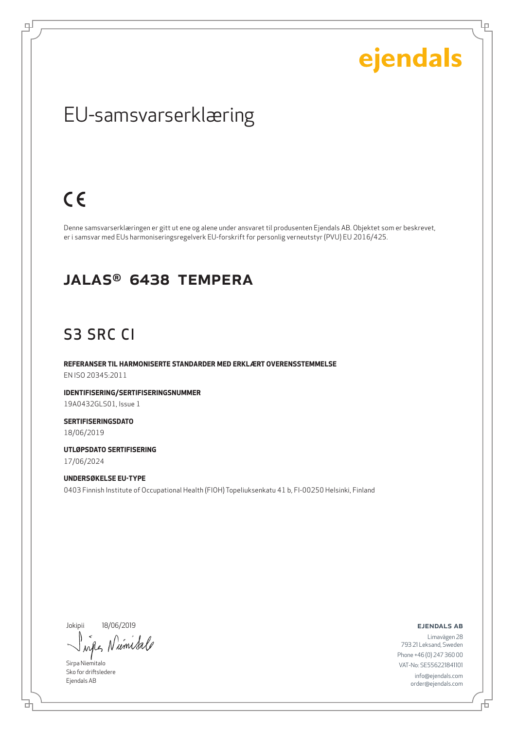ejendals

# EU-samsvarserklæring

CE

Denne samsvarserklæringen er gitt ut ene og alene under ansvaret til produsenten Ejendals AB. Objektet som er beskrevet, er i samsvar med EUs harmoniseringsregelverk EU-forskrift for personlig verneutstyr (PVU) EU 2016/425.

## JALAS® 6438 TEMPERA

## S3 SRC CI

**REFERANSER TIL HARMONISERTE STANDARDER MED ERKLÆRT OVERENSSTEMMELSE**
EN ISO 20345:2011

**IDENTIFISERING/SERTIFISERINGSNUMMER**
19A0432GLS01, Issue 1

**SERTIFISERINGSDATO**
18/06/2019

**UTLØPSDATO SERTIFISERING**
17/06/2024

**UNDERSØKELSE EU-TYPE**
0403 Finnish Institute of Occupational Health (FIOH) Topeliuksenkatu 41 b, FI-00250 Helsinki, Finland

Jokipii 18/06/2019

Sirpa Niemitalo
Sko for driftsledere
Ejendals AB

**EJENDALS AB**
Limavägen 28
793 21 Leksand, Sweden
Phone +46 (0) 247 360 00
VAT-No: SE556221841101
info@ejendals.com
order@ejendals.com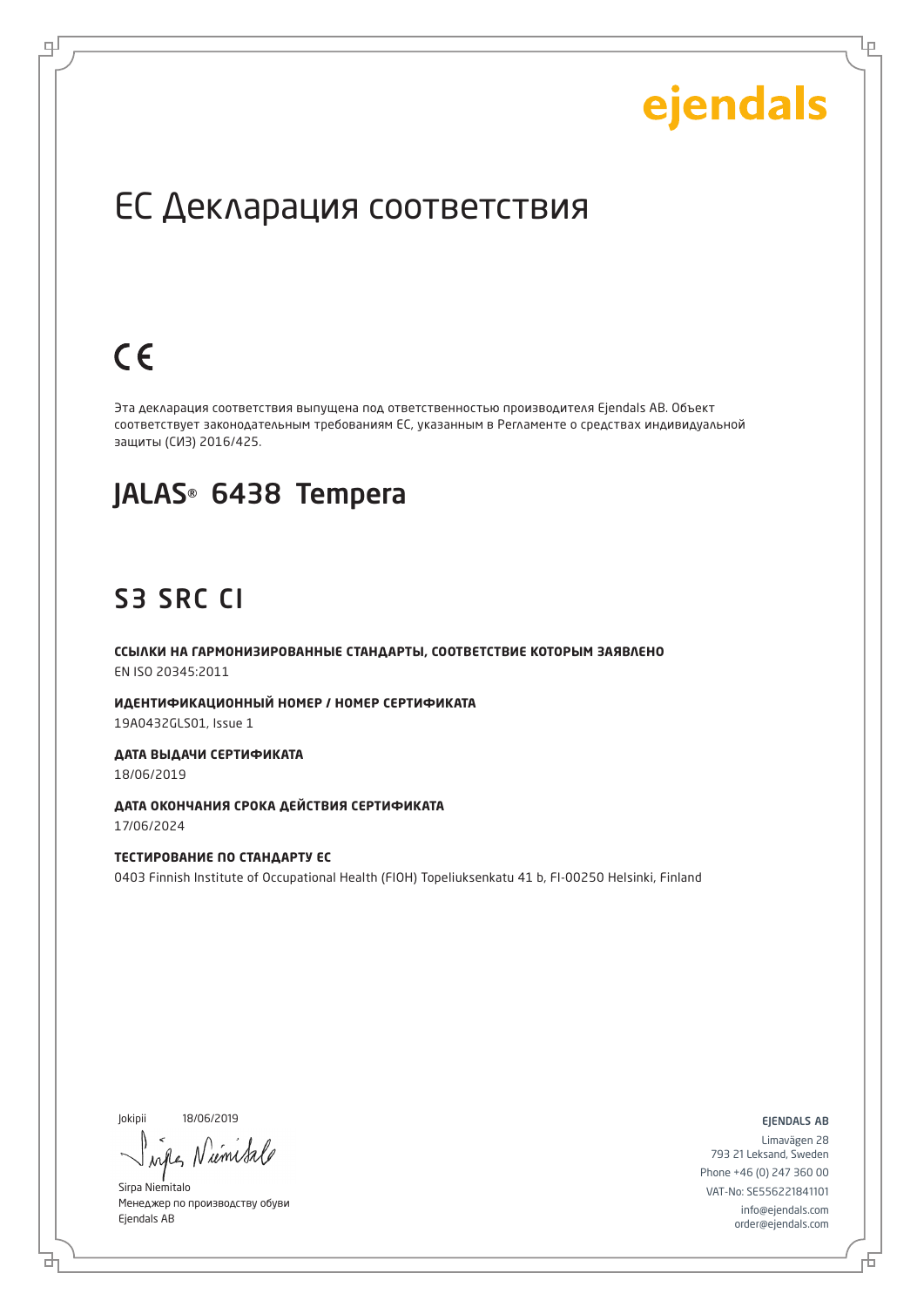ejendals

# ЕС Декларация соответствия

CE

Эта декларация соответствия выпущена под ответственностью производителя Ejendals AB. Объект соответствует законодательным требованиям ЕС, указанным в Регламенте о средствах индивидуальной защиты (СИЗ) 2016/425.

## JALAS® 6438 Tempera

## S3 SRC CI

**ССЫЛКИ НА ГАРМОНИЗИРОВАННЫЕ СТАНДАРТЫ, СООТВЕТСТВИЕ КОТОРЫМ ЗАЯВЛЕНО**
EN ISO 20345:2011

**ИДЕНТИФИКАЦИОННЫЙ НОМЕР / НОМЕР СЕРТИФИКАТА**
19A0432GLS01, Issue 1

**ДАТА ВЫДАЧИ СЕРТИФИКАТА**
18/06/2019

**ДАТА ОКОНЧАНИЯ СРОКА ДЕЙСТВИЯ СЕРТИФИКАТА**
17/06/2024

**ТЕСТИРОВАНИЕ ПО СТАНДАРТУ ЕС**
0403 Finnish Institute of Occupational Health (FIOH) Topeliuksenkatu 41 b, FI-00250 Helsinki, Finland

Jokipii 18/06/2019

Sirpa Niemitalo
Менеджер по производству обуви
Ejendals AB

EJENDALS AB
Limavägen 28
793 21 Leksand, Sweden
Phone +46 (0) 247 360 00
VAT-No: SE556221841101
info@ejendals.com
order@ejendals.com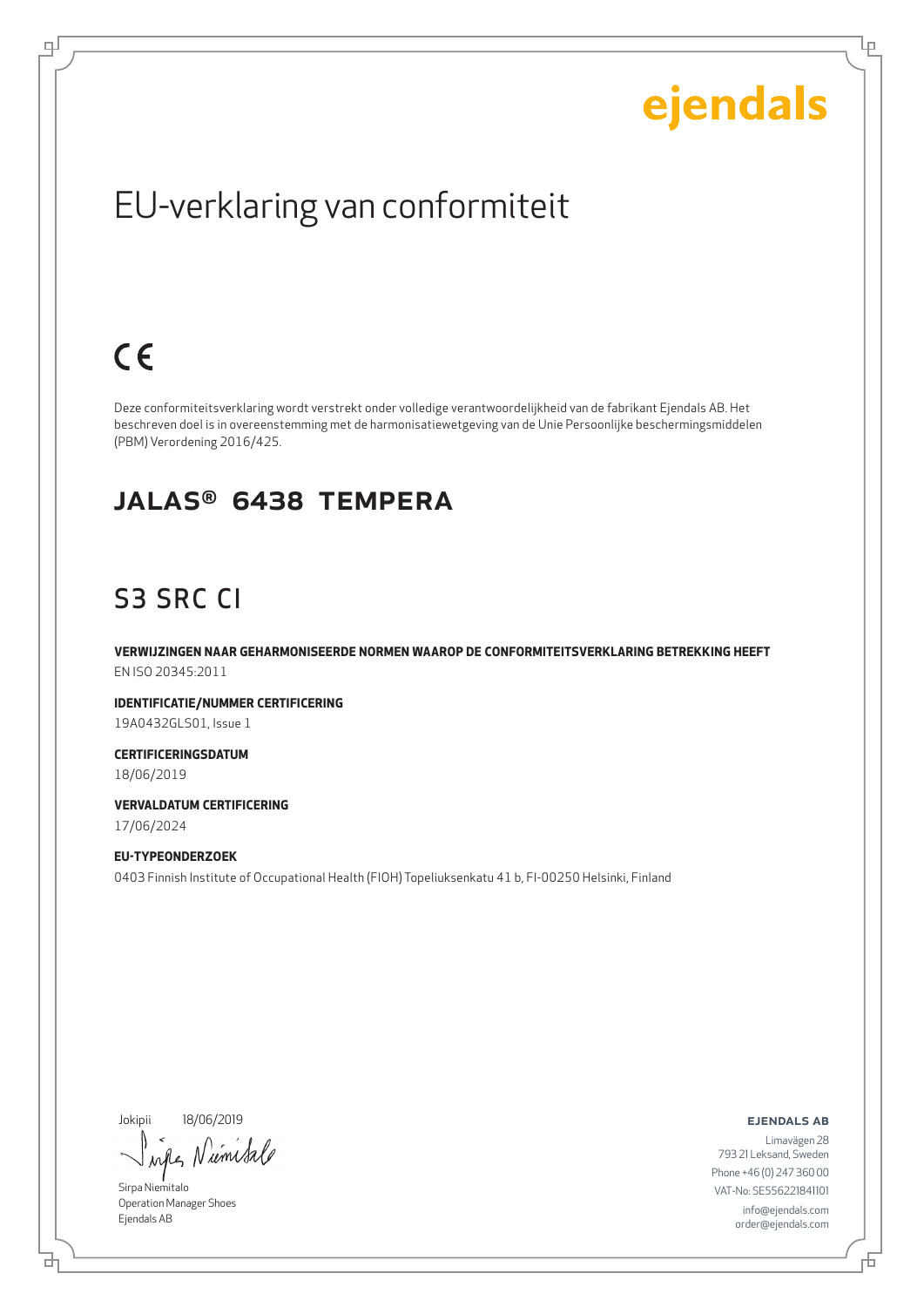ejendals

# EU-verklaring van conformiteit

CE

Deze conformiteitsverklaring wordt verstrekt onder volledige verantwoordelijkheid van de fabrikant Ejendals AB. Het beschreven doel is in overeenstemming met de harmonisatiewetgeving van de Unie Persoonlijke beschermingsmiddelen (PBM) Verordening 2016/425.

## JALAS® 6438 TEMPERA

## S3 SRC CI

**VERWIJZINGEN NAAR GEHARMONISEERDE NORMEN WAAROP DE CONFORMITEITSVERKLARING BETREKKING HEEFT**
EN ISO 20345:2011

**IDENTIFICATIE/NUMMER CERTIFICERING**
19A0432GLS01, Issue 1

**CERTIFICERINGSDATUM**
18/06/2019

**VERVALDATUM CERTIFICERING**
17/06/2024

**EU-TYPEONDERZOEK**
0403 Finnish Institute of Occupational Health (FIOH) Topeliuksenkatu 41 b, FI-00250 Helsinki, Finland

Jokipii 18/06/2019

Sirpa Niemitalo
Operation Manager Shoes
Ejendals AB

**EJENDALS AB**
Limavägen 28
793 21 Leksand, Sweden
Phone +46 (0) 247 360 00
VAT-No: SE556221841101
info@ejendals.com
order@ejendals.com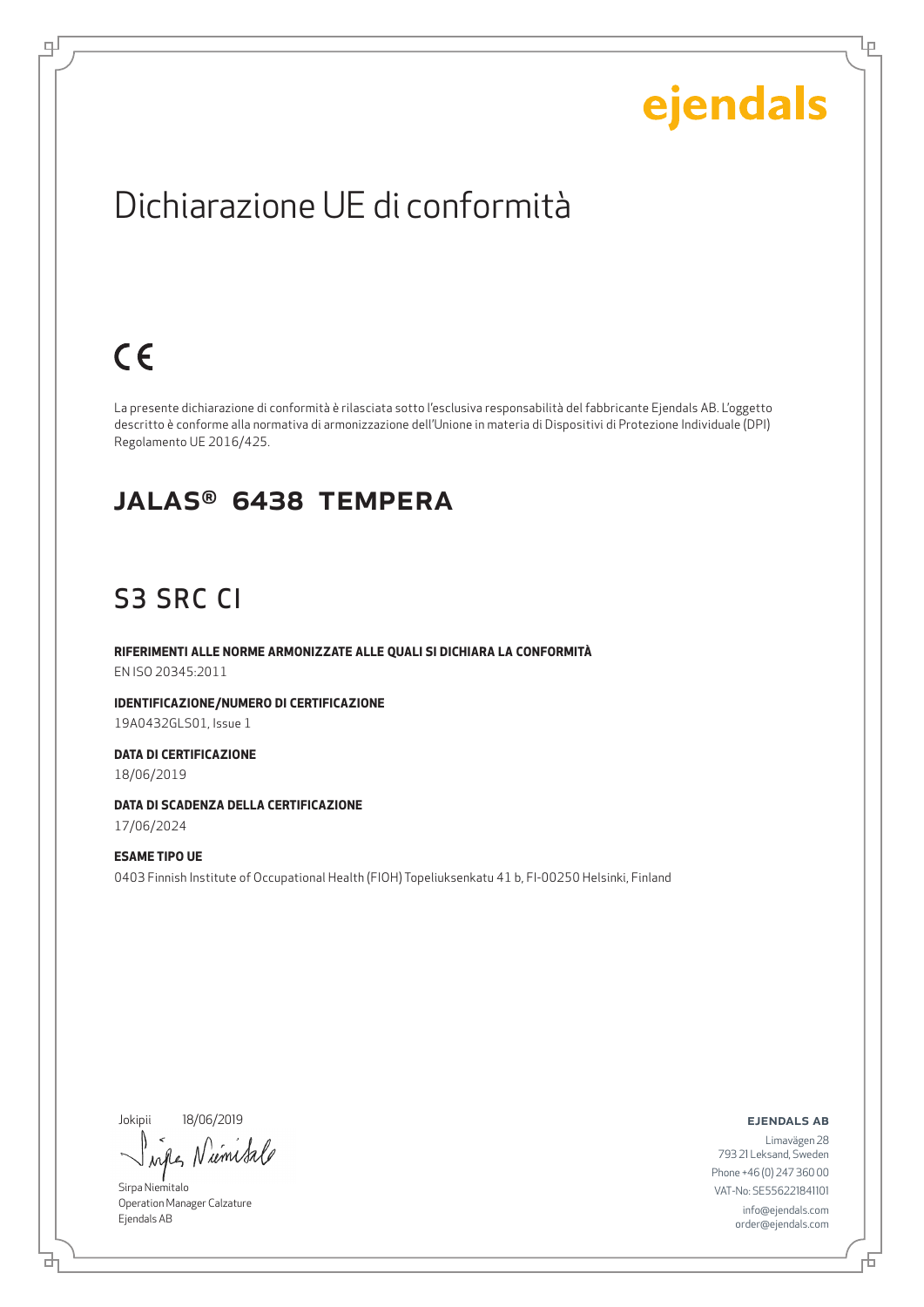ejendals

# Dichiarazione UE di conformità

CE

La presente dichiarazione di conformità è rilasciata sotto l'esclusiva responsabilità del fabbricante Ejendals AB. L'oggetto descritto è conforme alla normativa di armonizzazione dell'Unione in materia di Dispositivi di Protezione Individuale (DPI) Regolamento UE 2016/425.

## JALAS® 6438 TEMPERA

## S3 SRC CI

**RIFERIMENTI ALLE NORME ARMONIZZATE ALLE QUALI SI DICHIARA LA CONFORMITÀ**

EN ISO 20345:2011

**IDENTIFICAZIONE/NUMERO DI CERTIFICAZIONE**

19A0432GLS01, Issue 1

**DATA DI CERTIFICAZIONE**

18/06/2019

**DATA DI SCADENZA DELLA CERTIFICAZIONE**

17/06/2024

**ESAME TIPO UE**

0403 Finnish Institute of Occupational Health (FIOH) Topeliuksenkatu 41 b, FI-00250 Helsinki, Finland

Jokipii 18/06/2019

Sirpa Niemitalo
Operation Manager Calzature
Ejendals AB

**EJENDALS AB**

Limavägen 28
793 21 Leksand, Sweden
Phone +46 (0) 247 360 00
VAT-No: SE556221841101
info@ejendals.com
order@ejendals.com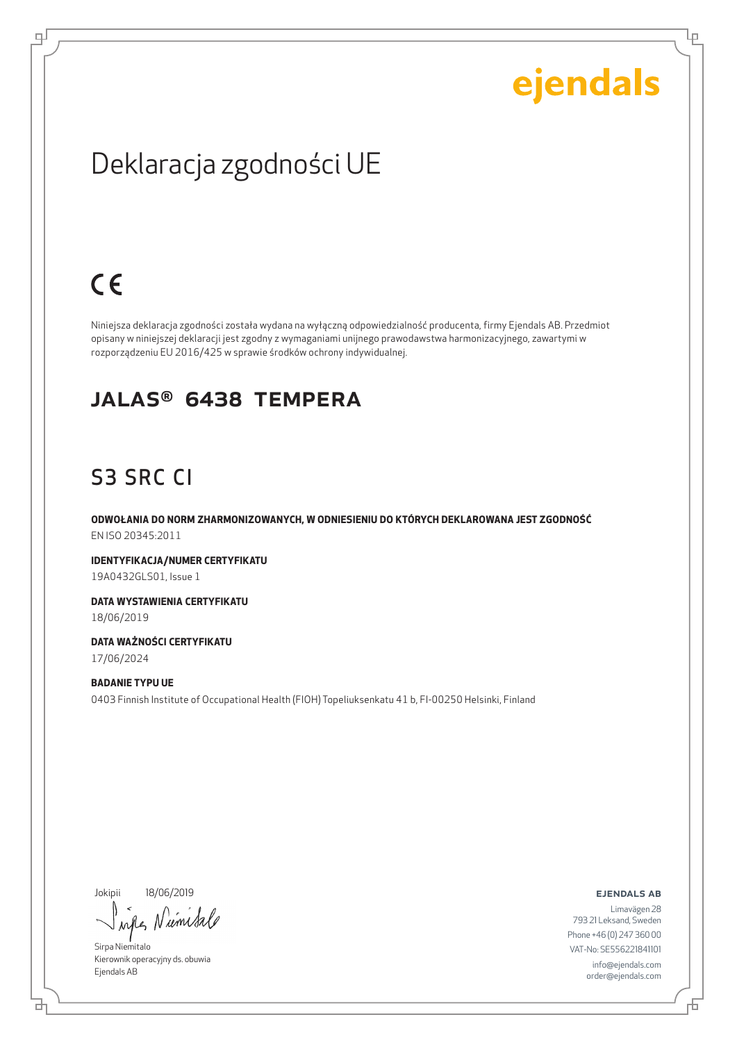ejendals

# Deklaracja zgodności UE

CE

Niniejsza deklaracja zgodności została wydana na wyłączną odpowiedzialność producenta, firmy Ejendals AB. Przedmiot opisany w niniejszej deklaracji jest zgodny z wymaganiami unijnego prawodawstwa harmonizacyjnego, zawartymi w rozporządzeniu EU 2016/425 w sprawie środków ochrony indywidualnej.

## JALAS® 6438 TEMPERA

## S3 SRC CI

**ODWOŁANIA DO NORM ZHARMONIZOWANYCH, W ODNIESIENIU DO KTÓRYCH DEKLAROWANA JEST ZGODNOŚĆ**
EN ISO 20345:2011

**IDENTYFIKACJA/NUMER CERTYFIKATU**
19A0432GLS01, Issue 1

**DATA WYSTAWIENIA CERTYFIKATU**
18/06/2019

**DATA WAŻNOŚCI CERTYFIKATU**
17/06/2024

**BADANIE TYPU UE**
0403 Finnish Institute of Occupational Health (FIOH) Topeliuksenkatu 41 b, FI-00250 Helsinki, Finland

Jokipii 18/06/2019

Sirpa Niemitalo
Kierownik operacyjny ds. obuwia
Ejendals AB

**EJENDALS AB**
Limavägen 28
793 21 Leksand, Sweden
Phone +46 (0) 247 360 00
VAT-No: SE556221841101
info@ejendals.com
order@ejendals.com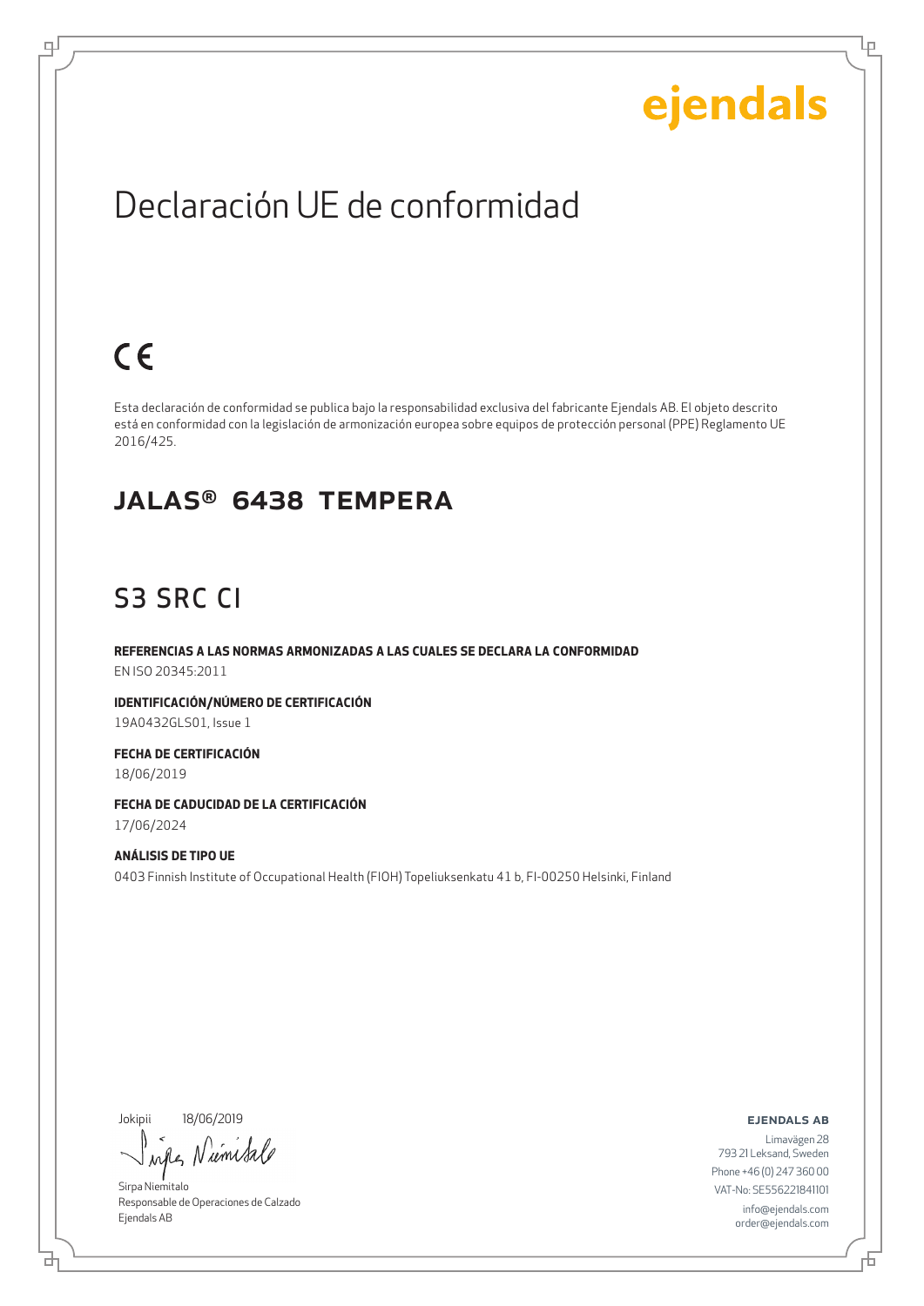ejendals

# Declaración UE de conformidad

CE

Esta declaración de conformidad se publica bajo la responsabilidad exclusiva del fabricante Ejendals AB. El objeto descrito está en conformidad con la legislación de armonización europea sobre equipos de protección personal (PPE) Reglamento UE 2016/425.

## JALAS® 6438 TEMPERA

## S3 SRC CI

**REFERENCIAS A LAS NORMAS ARMONIZADAS A LAS CUALES SE DECLARA LA CONFORMIDAD**
EN ISO 20345:2011

**IDENTIFICACIÓN/NÚMERO DE CERTIFICACIÓN**
19A0432GLS01, Issue 1

**FECHA DE CERTIFICACIÓN**
18/06/2019

**FECHA DE CADUCIDAD DE LA CERTIFICACIÓN**
17/06/2024

**ANÁLISIS DE TIPO UE**
0403 Finnish Institute of Occupational Health (FIOH) Topeliuksenkatu 41 b, FI-00250 Helsinki, Finland

Jokipii 18/06/2019

Sirpa Niemitalo
Responsable de Operaciones de Calzado
Ejendals AB

**EJENDALS AB**
Limavägen 28
793 21 Leksand, Sweden
Phone +46 (0) 247 360 00
VAT-No: SE556221841101
info@ejendals.com
order@ejendals.com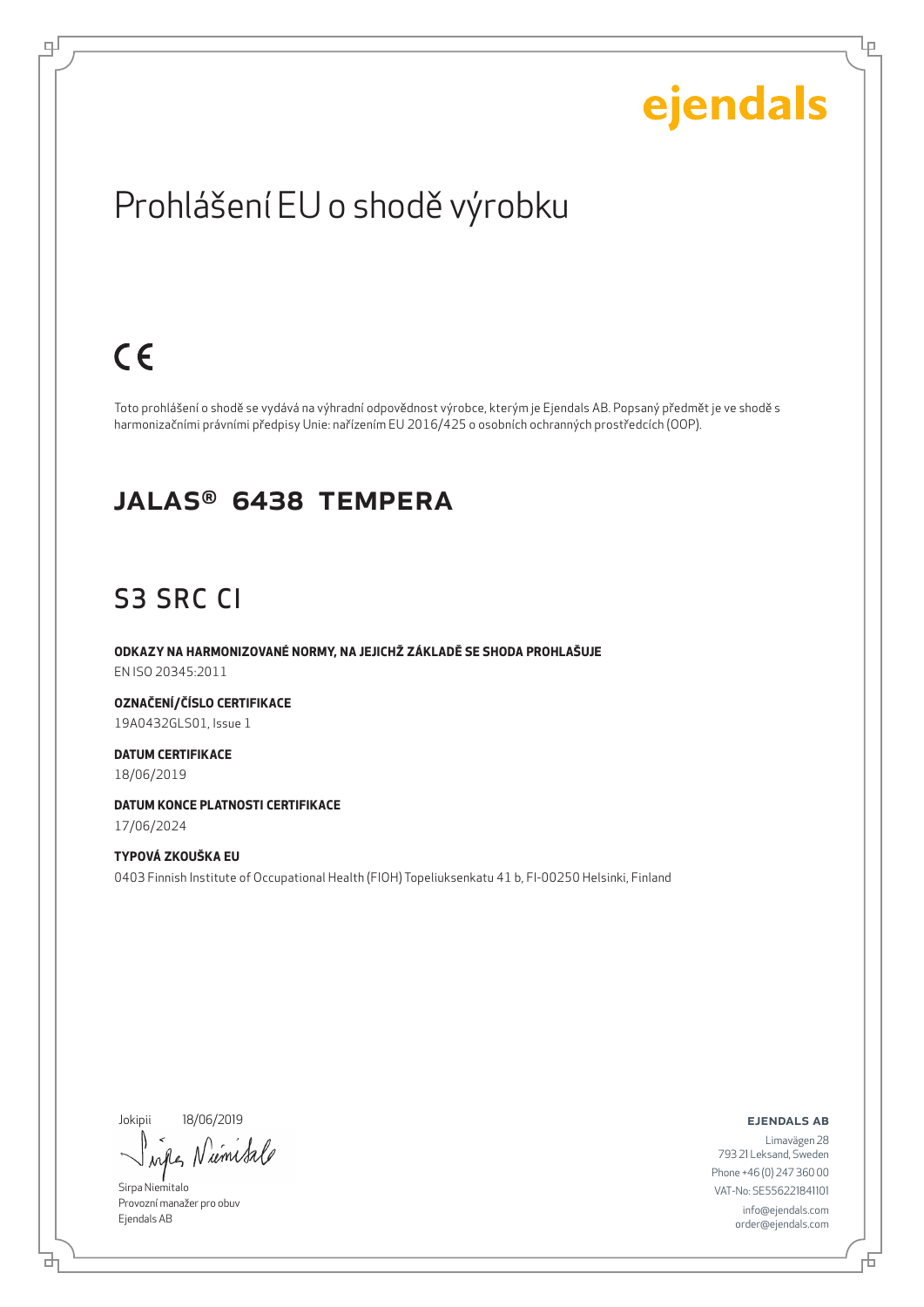ejendals

# Prohlášení EU o shodě výrobku

CE

Toto prohlášení o shodě se vydává na výhradní odpovědnost výrobce, kterým je Ejendals AB. Popsaný předmět je ve shodě s harmonizačními právními předpisy Unie: nařízením EU 2016/425 o osobních ochranných prostředcích (OOP).

## JALAS® 6438 TEMPERA

## S3 SRC CI

**ODKAZY NA HARMONIZOVANÉ NORMY, NA JEJICHŽ ZÁKLADĚ SE SHODA PROHLAŠUJE**
EN ISO 20345:2011

**OZNAČENÍ/ČÍSLO CERTIFIKACE**
19A0432GLS01, Issue 1

**DATUM CERTIFIKACE**
18/06/2019

**DATUM KONCE PLATNOSTI CERTIFIKACE**
17/06/2024

**TYPOVÁ ZKOUŠKA EU**
0403 Finnish Institute of Occupational Health (FIOH) Topeliuksenkatu 41 b, FI-00250 Helsinki, Finland

Jokipii 18/06/2019

Sirpa Niemitalo
Provozní manažer pro obuv
Ejendals AB

**EJENDALS AB**
Limavägen 28
793 21 Leksand, Sweden
Phone +46 (0) 247 360 00
VAT-No: SE556221841101
info@ejendals.com
order@ejendals.com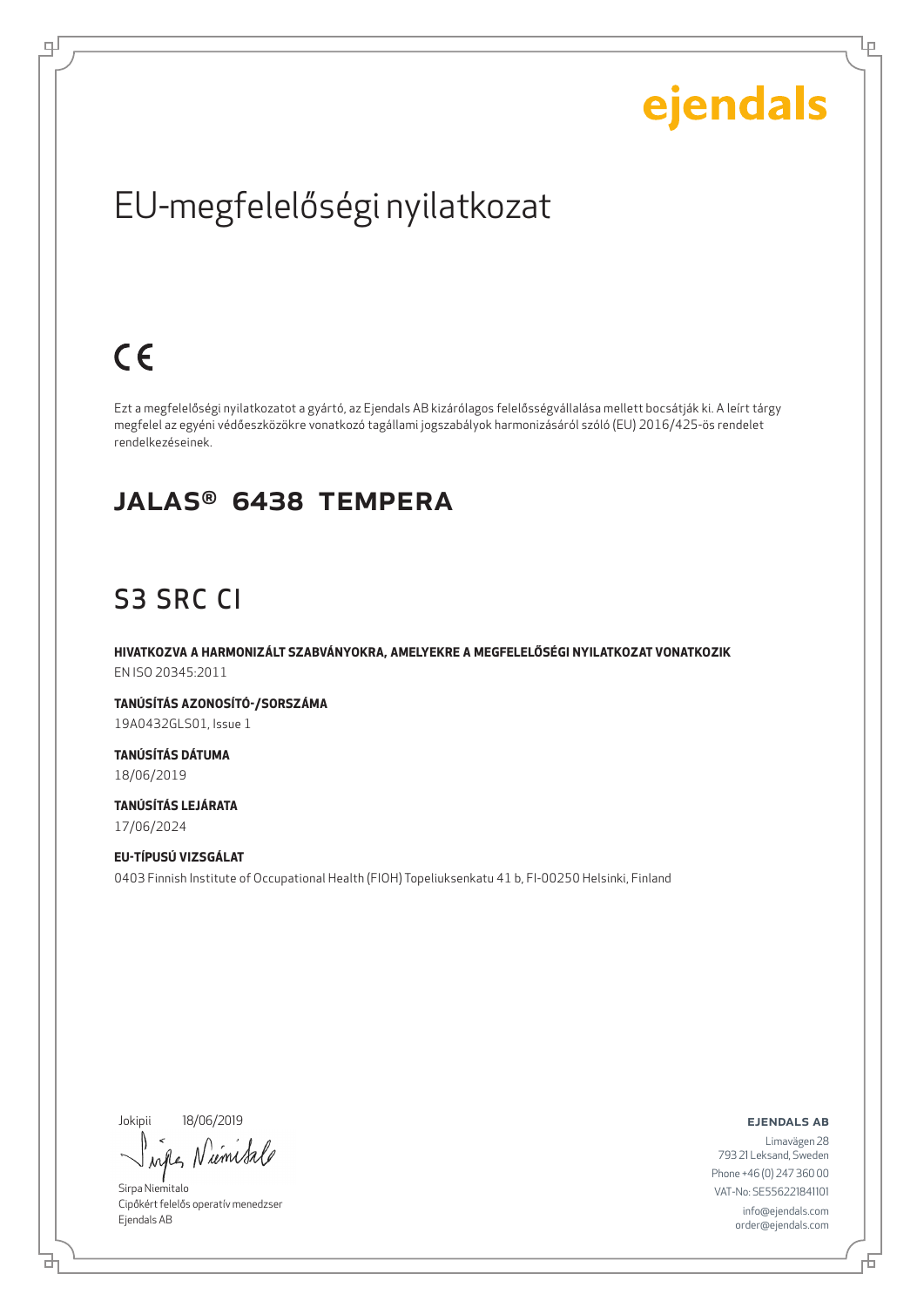ejendals

# EU-megfelelőségi nyilatkozat

CE

Ezt a megfelelőségi nyilatkozatot a gyártó, az Ejendals AB kizárólagos felelősségvállalása mellett bocsátják ki. A leírt tárgy megfelel az egyéni védőeszközökre vonatkozó tagállami jogszabályok harmonizásáról szóló (EU) 2016/425-ös rendelet rendelkezéseinek.

## JALAS® 6438 TEMPERA

## S3 SRC CI

**HIVATKOZVA A HARMONIZÁLT SZABVÁNYOKRA, AMELYEKRE A MEGFELELŐSÉGI NYILATKOZAT VONATKOZIK**
EN ISO 20345:2011

**TANÚSÍTÁS AZONOSÍTÓ-/SORSZÁMA**
19A0432GLS01, Issue 1

**TANÚSÍTÁS DÁTUMA**
18/06/2019

**TANÚSÍTÁS LEJÁRATA**
17/06/2024

**EU-TÍPUSÚ VIZSGÁLAT**
0403 Finnish Institute of Occupational Health (FIOH) Topeliuksenkatu 41 b, FI-00250 Helsinki, Finland

Jokipii 18/06/2019

Sirpa Niemitalo
Cipőkért felelős operatív menedzser
Ejendals AB

**EJENDALS AB**
Limavägen 28
793 21 Leksand, Sweden
Phone +46 (0) 247 360 00
VAT-No: SE556221841101
info@ejendals.com
order@ejendals.com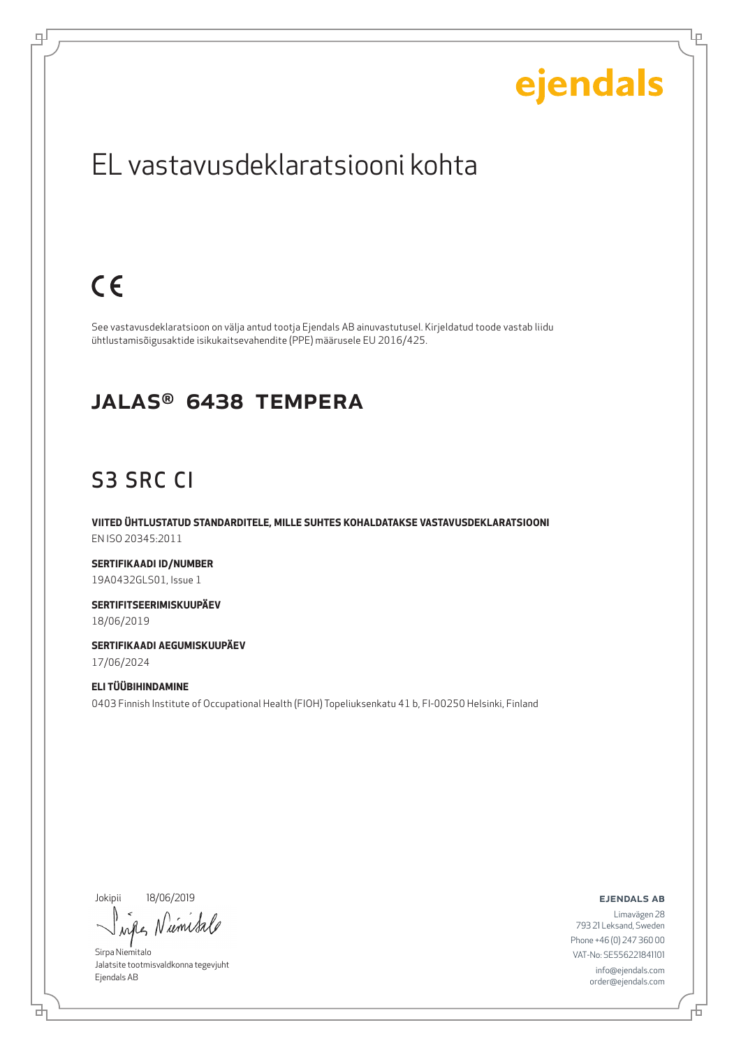ejendals

# EL vastavusdeklaratsiooni kohta

CE

See vastavusdeklaratsioon on välja antud tootja Ejendals AB ainuvastutusel. Kirjeldatud toode vastab liidu ühtlustamisõigusaktide isikukaitsevahendite (PPE) määrusele EU 2016/425.

## JALAS® 6438 TEMPERA

## S3 SRC CI

**VIITED ÜHTLUSTATUD STANDARDITELE, MILLE SUHTES KOHALDATAKSE VASTAVUSDEKLARATSIOONI**
EN ISO 20345:2011

**SERTIFIKAADI ID/NUMBER**
19A0432GLS01, Issue 1

**SERTIFITSEERIMISKUUPÄEV**
18/06/2019

**SERTIFIKAADI AEGUMISKUUPÄEV**
17/06/2024

**ELI TÜÜBIHINDAMINE**
0403 Finnish Institute of Occupational Health (FIOH) Topeliuksenkatu 41 b, FI-00250 Helsinki, Finland

Jokipii 18/06/2019

Sirpa Niemitalo
Jalatsite tootmisvaldkonna tegevjuht
Ejendals AB

**EJENDALS AB**
Limavägen 28
793 21 Leksand, Sweden
Phone +46 (0) 247 360 00
VAT-No: SE556221841101
info@ejendals.com
order@ejendals.com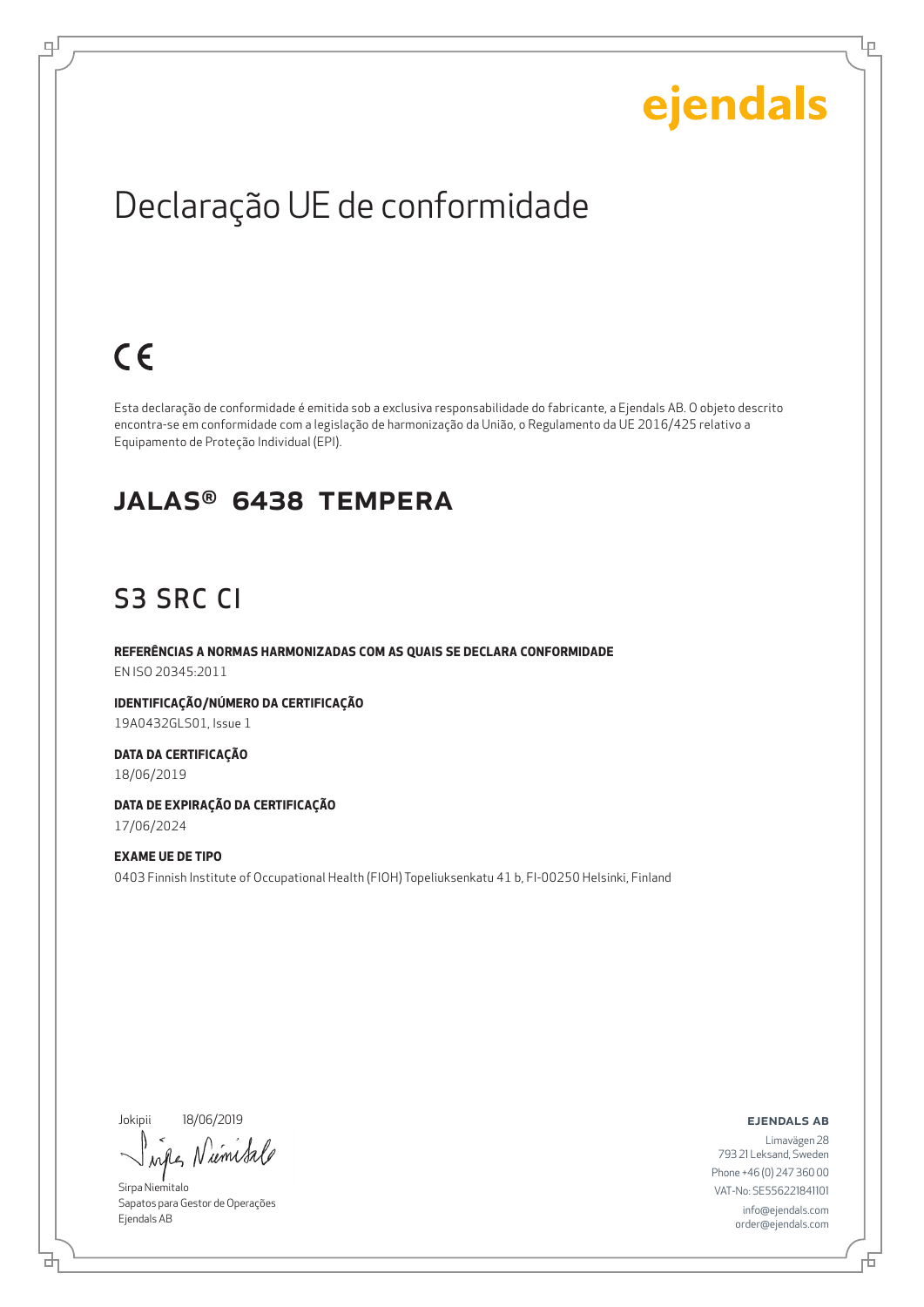ejendals

# Declaração UE de conformidade

CE

Esta declaração de conformidade é emitida sob a exclusiva responsabilidade do fabricante, a Ejendals AB. O objeto descrito encontra-se em conformidade com a legislação de harmonização da União, o Regulamento da UE 2016/425 relativo a Equipamento de Proteção Individual (EPI).

## JALAS® 6438 TEMPERA

## S3 SRC CI

**REFERÊNCIAS A NORMAS HARMONIZADAS COM AS QUAIS SE DECLARA CONFORMIDADE**
EN ISO 20345:2011

**IDENTIFICAÇÃO/NÚMERO DA CERTIFICAÇÃO**
19A0432GLS01, Issue 1

**DATA DA CERTIFICAÇÃO**
18/06/2019

**DATA DE EXPIRAÇÃO DA CERTIFICAÇÃO**
17/06/2024

**EXAME UE DE TIPO**
0403 Finnish Institute of Occupational Health (FIOH) Topeliuksenkatu 41 b, FI-00250 Helsinki, Finland

Jokipii 18/06/2019

Sirpa Niemitalo
Sapatos para Gestor de Operações
Ejendals AB

**EJENDALS AB**
Limavägen 28
793 21 Leksand, Sweden
Phone +46 (0) 247 360 00
VAT-No: SE556221841101
info@ejendals.com
order@ejendals.com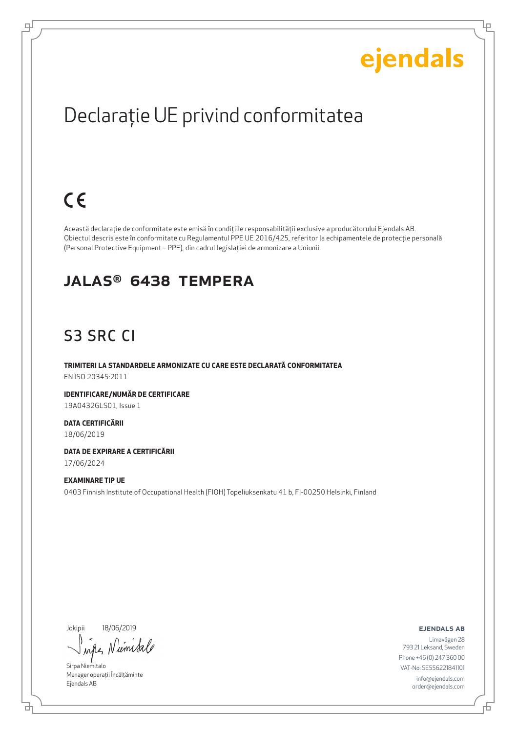ejendals

# Declarație UE privind conformitatea

CE

Această declarație de conformitate este emisă în condițiile responsabilității exclusive a producătorului Ejendals AB. Obiectul descris este în conformitate cu Regulamentul PPE UE 2016/425, referitor la echipamentele de protecție personală (Personal Protective Equipment – PPE), din cadrul legislației de armonizare a Uniunii.

## JALAS® 6438 TEMPERA

## S3 SRC CI

**TRIMITERI LA STANDARDELE ARMONIZATE CU CARE ESTE DECLARATĂ CONFORMITATEA**

EN ISO 20345:2011

**IDENTIFICARE/NUMĂR DE CERTIFICARE**

19A0432GLS01, Issue 1

**DATA CERTIFICĂRII**

18/06/2019

**DATA DE EXPIRARE A CERTIFICĂRII**

17/06/2024

**EXAMINARE TIP UE**

0403 Finnish Institute of Occupational Health (FIOH) Topeliuksenkatu 41 b, FI-00250 Helsinki, Finland

Jokipii 18/06/2019

Sirpa Niemitalo
Manager operații Încălțăminte
Ejendals AB

**EJENDALS AB**

Limavägen 28
793 21 Leksand, Sweden
Phone +46 (0) 247 360 00
VAT-No: SE556221841101
info@ejendals.com
order@ejendals.com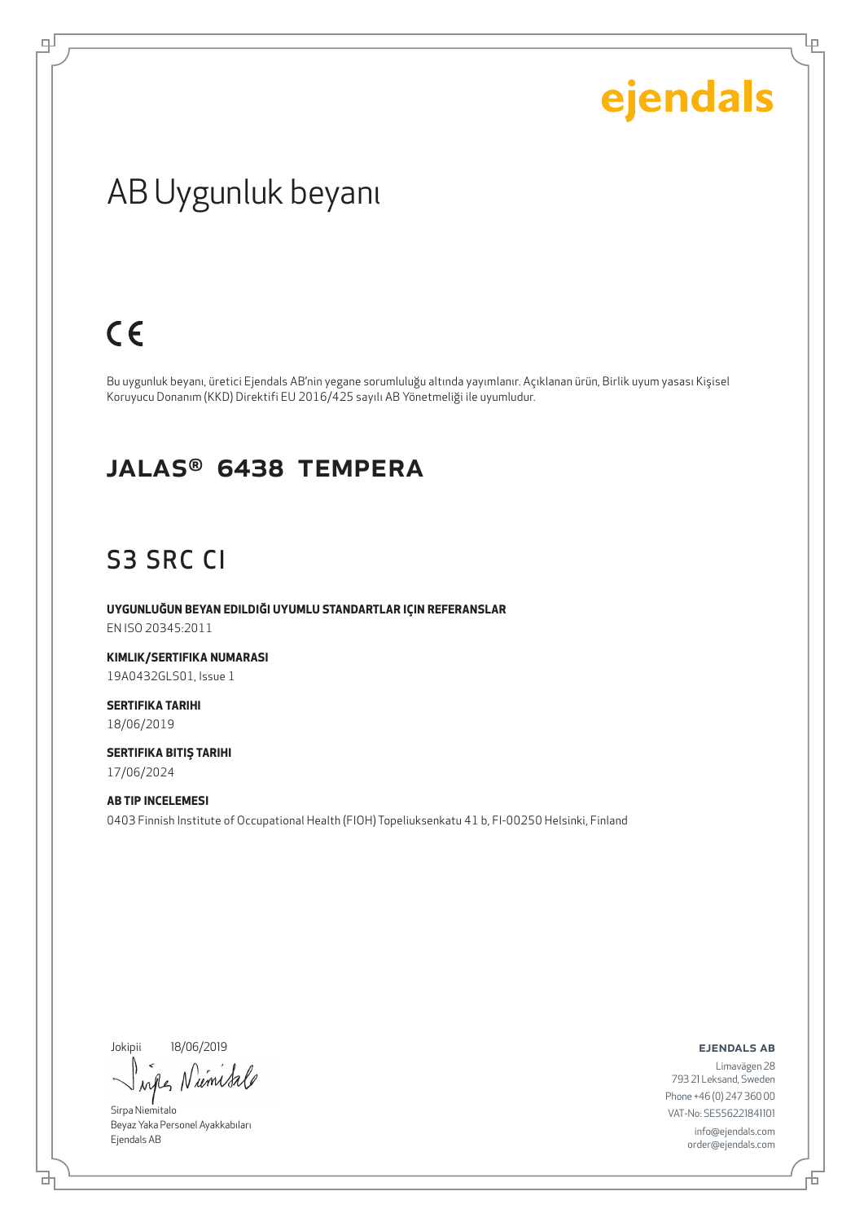ejendals

# AB Uygunluk beyanı

CE

Bu uygunluk beyanı, üretici Ejendals AB'nin yegane sorumluluğu altında yayımlanır. Açıklanan ürün, Birlik uyum yasası Kişisel Koruyucu Donanım (KKD) Direktifi EU 2016/425 sayılı AB Yönetmeliği ile uyumludur.

## JALAS® 6438 TEMPERA

## S3 SRC CI

**UYGUNLUĞUN BEYAN EDILDIĞI UYUMLU STANDARTLAR IÇIN REFERANSLAR**
EN ISO 20345:2011

**KIMLIK/SERTIFIKA NUMARASI**
19A0432GLS01, Issue 1

**SERTIFIKA TARIHI**
18/06/2019

**SERTIFIKA BITIŞ TARIHI**
17/06/2024

**AB TIP INCELEMESI**
0403 Finnish Institute of Occupational Health (FIOH) Topeliuksenkatu 41 b, FI-00250 Helsinki, Finland

Jokipii 18/06/2019

Sirpa Niemitalo
Beyaz Yaka Personel Ayakkabıları
Ejendals AB

**EJENDALS AB**
Limavägen 28
793 21 Leksand, Sweden
Phone +46 (0) 247 360 00
VAT-No: SE556221841101
info@ejendals.com
order@ejendals.com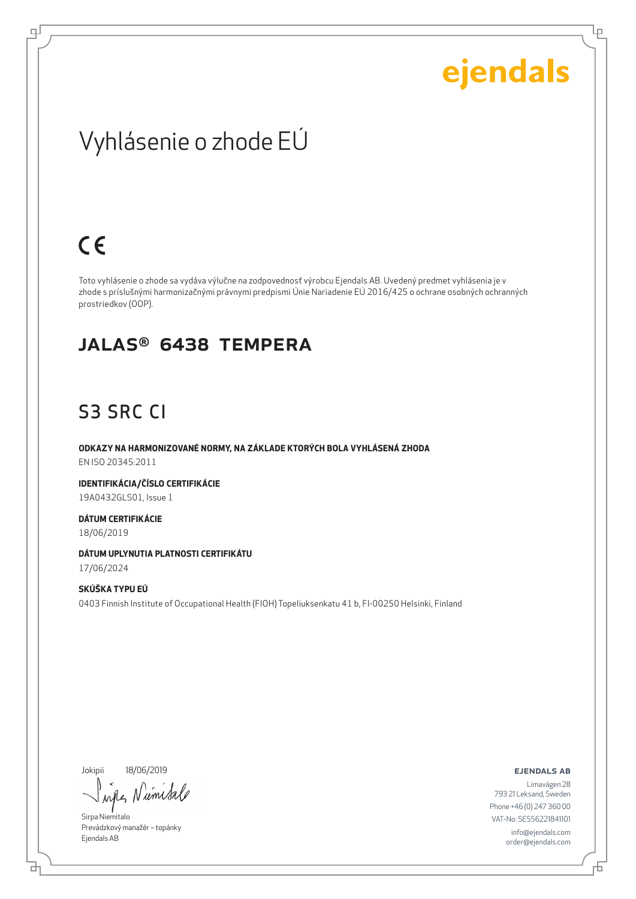ejendals

# Vyhlásenie o zhode EÚ

CE

Toto vyhlásenie o zhode sa vydáva výlučne na zodpovednosť výrobcu Ejendals AB. Uvedený predmet vyhlásenia je v zhode s príslušnými harmonizačnými právnymi predpismi Únie Nariadenie EÚ 2016/425 o ochrane osobných ochranných prostriedkov (OOP).

## JALAS® 6438 TEMPERA

## S3 SRC CI

**ODKAZY NA HARMONIZOVANÉ NORMY, NA ZÁKLADE KTORÝCH BOLA VYHLÁSENÁ ZHODA**
EN ISO 20345:2011

**IDENTIFIKÁCIA/ČÍSLO CERTIFIKÁCIE**
19A0432GLS01, Issue 1

**DÁTUM CERTIFIKÁCIE**
18/06/2019

**DÁTUM UPLYNUTIA PLATNOSTI CERTIFIKÁTU**
17/06/2024

**SKÚŠKA TYPU EÚ**
0403 Finnish Institute of Occupational Health (FIOH) Topeliuksenkatu 41 b, FI-00250 Helsinki, Finland

Jokipii 18/06/2019

Sirpa Niemitalo
Prevádzkový manažér – topánky
Ejendals AB

**EJENDALS AB**
Limavägen 28
793 21 Leksand, Sweden
Phone +46 (0) 247 360 00
VAT-No: SE556221841101
info@ejendals.com
order@ejendals.com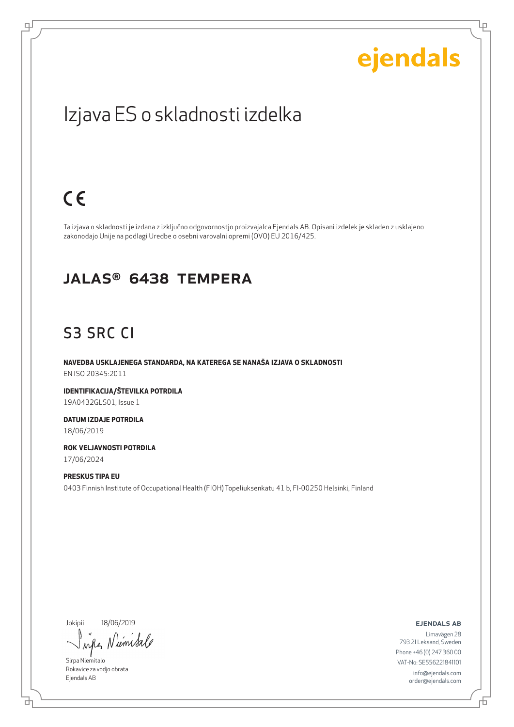ejendals

# Izjava ES o skladnosti izdelka

CE

Ta izjava o skladnosti je izdana z izključno odgovornostjo proizvajalca Ejendals AB. Opisani izdelek je skladen z usklajeno zakonodajo Unije na podlagi Uredbe o osebni varovalni opremi (OVO) EU 2016/425.

## JALAS® 6438 TEMPERA

## S3 SRC CI

**NAVEDBA USKLAJENEGA STANDARDA, NA KATEREGA SE NANAŠA IZJAVA O SKLADNOSTI**
EN ISO 20345:2011

**IDENTIFIKACIJA/ŠTEVILKA POTRDILA**
19A0432GLS01, Issue 1

**DATUM IZDAJE POTRDILA**
18/06/2019

**ROK VELJAVNOSTI POTRDILA**
17/06/2024

**PRESKUS TIPA EU**
0403 Finnish Institute of Occupational Health (FIOH) Topeliuksenkatu 41 b, FI-00250 Helsinki, Finland

Jokipii 18/06/2019

Sirpa Niemitalo
Rokavice za vodjo obrata
Ejendals AB

**EJENDALS AB**
Limavägen 28
793 21 Leksand, Sweden
Phone +46 (0) 247 360 00
VAT-No: SE556221841101
info@ejendals.com
order@ejendals.com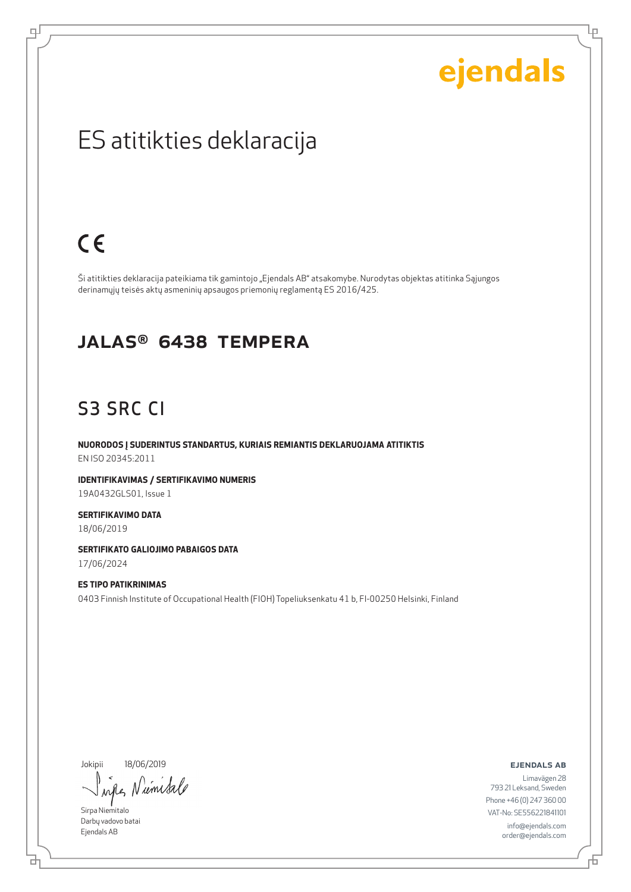ejendals

# ES atitikties deklaracija

CE

Ši atitikties deklaracija pateikiama tik gamintojo „Ejendals AB" atsakomybe. Nurodytas objektas atitinka Sąjungos derinamųjų teisės aktų asmeninių apsaugos priemonių reglamentą ES 2016/425.

## JALAS® 6438 TEMPERA

## S3 SRC CI

**NUORODOS Į SUDERINTUS STANDARTUS, KURIAIS REMIANTIS DEKLARUOJAMA ATITIKTIS**
EN ISO 20345:2011

**IDENTIFIKAVIMAS / SERTIFIKAVIMO NUMERIS**
19A0432GLS01, Issue 1

**SERTIFIKAVIMO DATA**
18/06/2019

**SERTIFIKATO GALIOJIMO PABAIGOS DATA**
17/06/2024

**ES TIPO PATIKRINIMAS**
0403 Finnish Institute of Occupational Health (FIOH) Topeliuksenkatu 41 b, FI-00250 Helsinki, Finland

Jokipii 18/06/2019

Sirpa Niemitalo
Darbų vadovo batai
Ejendals AB

**EJENDALS AB**
Limavägen 28
793 21 Leksand, Sweden
Phone +46 (0) 247 360 00
VAT-No: SE556221841101
info@ejendals.com
order@ejendals.com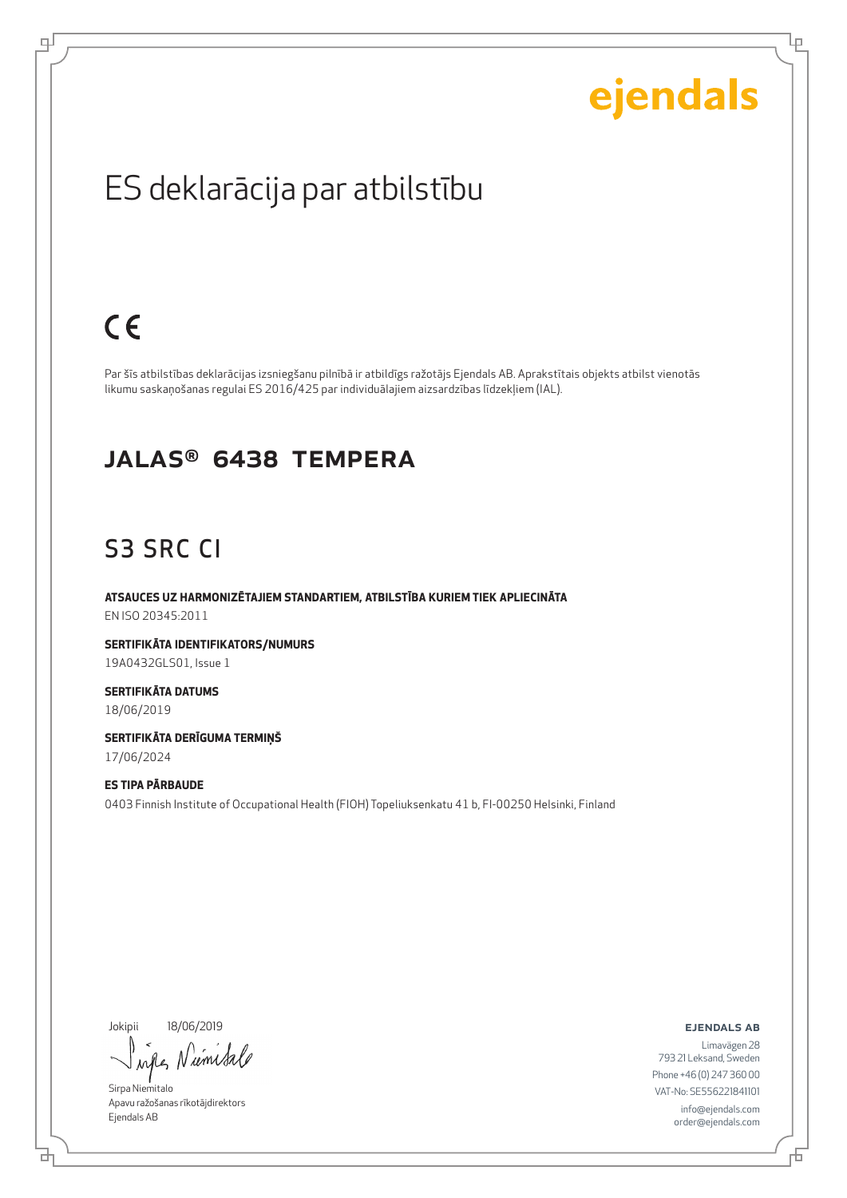ejendals

# ES deklarācija par atbilstību

CE

Par šīs atbilstības deklarācijas izsniegšanu pilnībā ir atbildīgs ražotājs Ejendals AB. Aprakstītais objekts atbilst vienotās likumu saskaņošanas regulai ES 2016/425 par individuālajiem aizsardzības līdzekļiem (IAL).

## JALAS® 6438 TEMPERA

## S3 SRC CI

**ATSAUCES UZ HARMONIZĒTAJIEM STANDARTIEM, ATBILSTĪBA KURIEM TIEK APLIECINĀTA**
EN ISO 20345:2011

**SERTIFIKĀTA IDENTIFIKATORS/NUMURS**
19A0432GLS01, Issue 1

**SERTIFIKĀTA DATUMS**
18/06/2019

**SERTIFIKĀTA DERĪGUMA TERMIŅŠ**
17/06/2024

**ES TIPA PĀRBAUDE**
0403 Finnish Institute of Occupational Health (FIOH) Topeliuksenkatu 41 b, FI-00250 Helsinki, Finland

Jokipii 18/06/2019

Sirpa Niemitalo
Apavu ražošanas rīkotājdirektors
Ejendals AB

**EJENDALS AB**
Limavägen 28
793 21 Leksand, Sweden
Phone +46 (0) 247 360 00
VAT-No: SE556221841101
info@ejendals.com
order@ejendals.com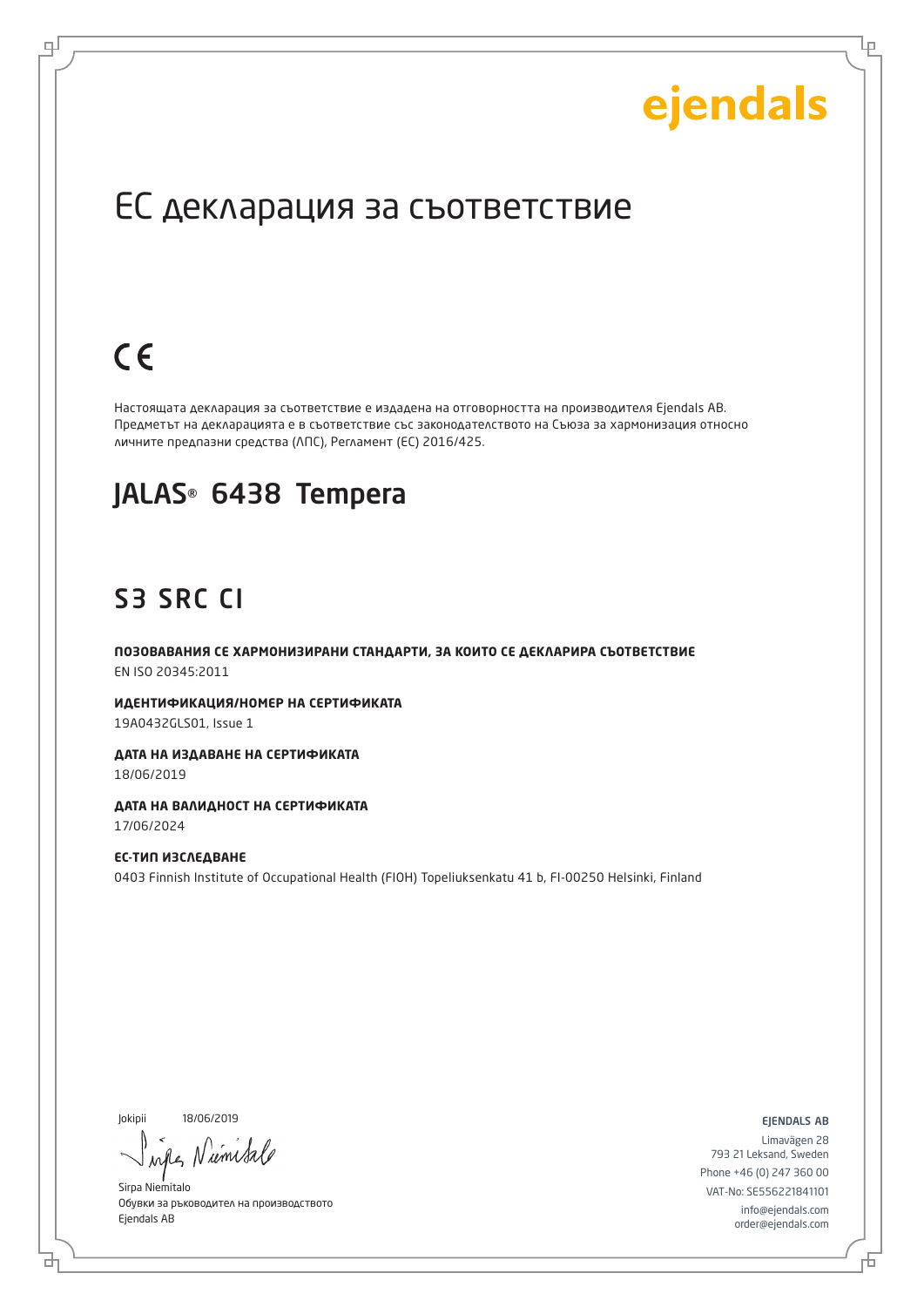ejendals

# ЕС декларация за съответствие

CE

Настоящата декларация за съответствие е издадена на отговорността на производителя Ejendals AB. Предметът на декларацията е в съответствие със законодателството на Съюза за хармонизация относно личните предпазни средства (ЛПС), Регламент (ЕС) 2016/425.

## JALAS® 6438 Tempera

## S3 SRC CI

**ПОЗОВАВАНИЯ СЕ ХАРМОНИЗИРАНИ СТАНДАРТИ, ЗА КОИТО СЕ ДЕКЛАРИРА СЪОТВЕТСТВИЕ**
EN ISO 20345:2011

**ИДЕНТИФИКАЦИЯ/НОМЕР НА СЕРТИФИКАТА**
19A0432GLS01, Issue 1

**ДАТА НА ИЗДАВАНЕ НА СЕРТИФИКАТА**
18/06/2019

**ДАТА НА ВАЛИДНОСТ НА СЕРТИФИКАТА**
17/06/2024

**ЕС-ТИП ИЗСЛЕДВАНЕ**
0403 Finnish Institute of Occupational Health (FIOH) Topeliuksenkatu 41 b, FI-00250 Helsinki, Finland

Jokipii 18/06/2019

Sirpa Niemitalo
Обувки за ръководител на производството
Ejendals AB

EJENDALS AB
Limavägen 28
793 21 Leksand, Sweden
Phone +46 (0) 247 360 00
VAT-No: SE556221841101
info@ejendals.com
order@ejendals.com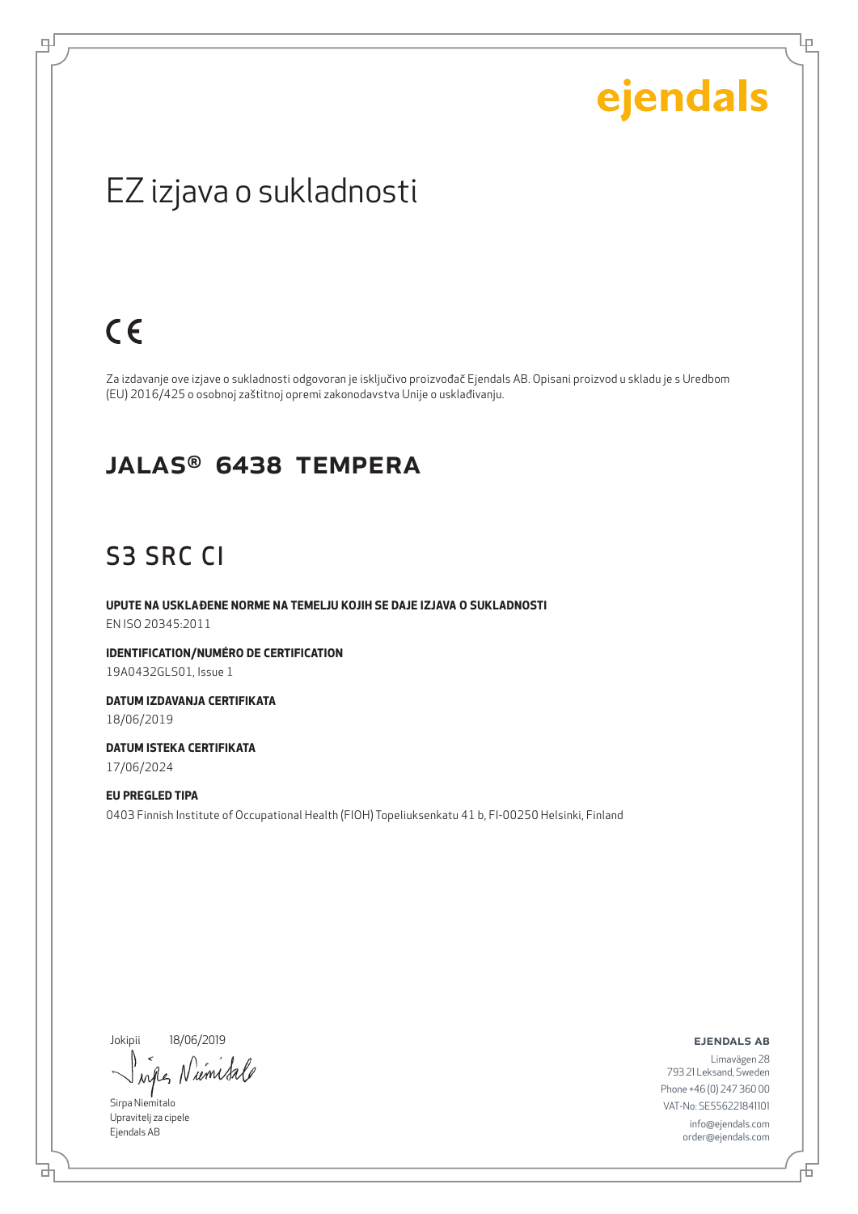ejendals

# EZ izjava o sukladnosti

CE

Za izdavanje ove izjave o sukladnosti odgovoran je isključivo proizvođač Ejendals AB. Opisani proizvod u skladu je s Uredbom (EU) 2016/425 o osobnoj zaštitnoj opremi zakonodavstva Unije o usklađivanju.

## JALAS® 6438 TEMPERA

## S3 SRC CI

**UPUTE NA USKLAĐENE NORME NA TEMELJU KOJIH SE DAJE IZJAVA O SUKLADNOSTI**
EN ISO 20345:2011

**IDENTIFICATION/NUMÉRO DE CERTIFICATION**
19A0432GLS01, Issue 1

**DATUM IZDAVANJA CERTIFIKATA**
18/06/2019

**DATUM ISTEKA CERTIFIKATA**
17/06/2024

**EU PREGLED TIPA**
0403 Finnish Institute of Occupational Health (FIOH) Topeliuksenkatu 41 b, FI-00250 Helsinki, Finland

Jokipii 18/06/2019

Sirpa Niemitalo
Upravitelj za cipele
Ejendals AB

**EJENDALS AB**
Limavägen 28
793 21 Leksand, Sweden
Phone +46 (0) 247 360 00
VAT-No: SE556221841101
info@ejendals.com
order@ejendals.com